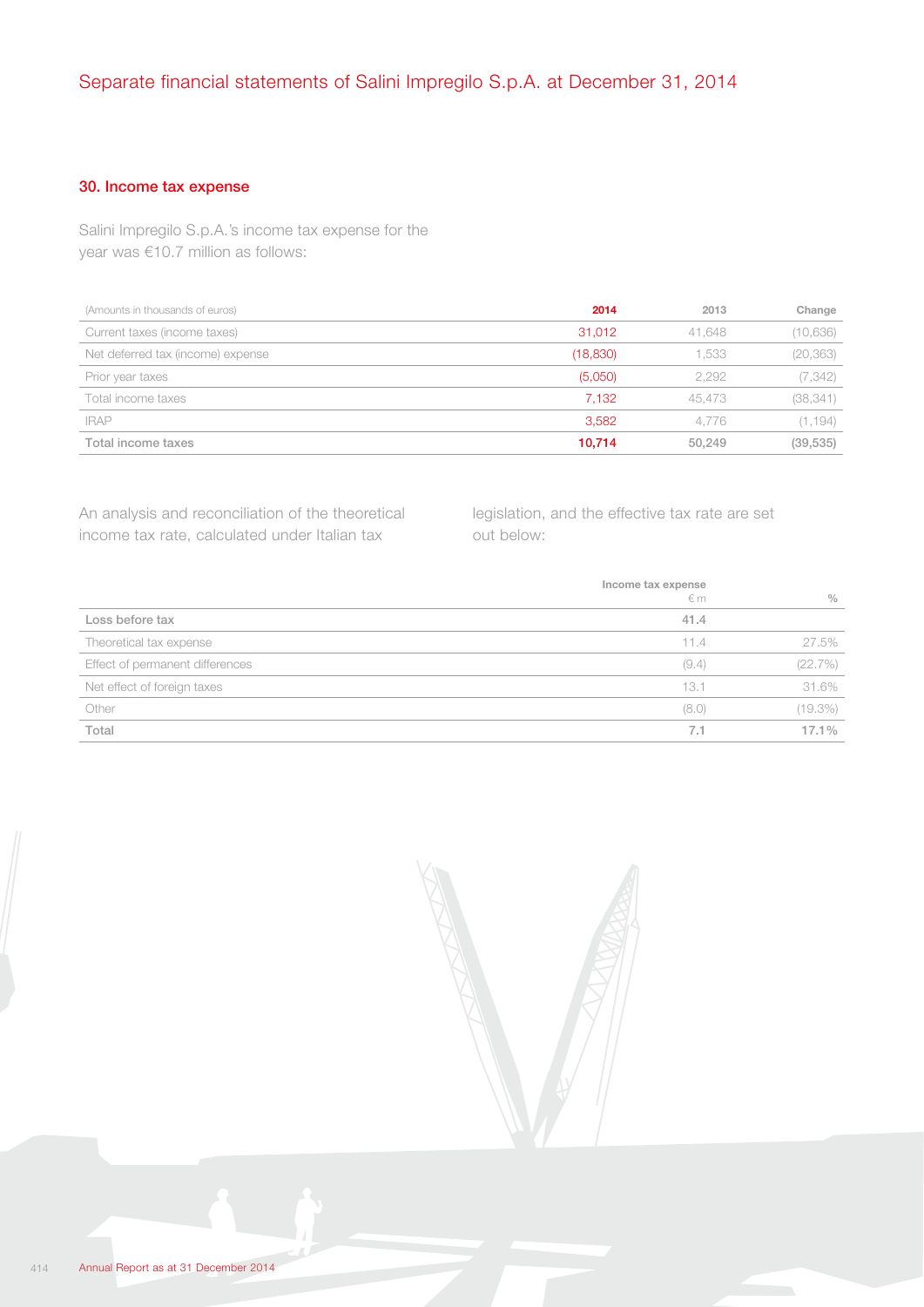## 30. Income tax expense

Salini Impregilo S.p.A.'s income tax expense for the year was €10.7 million as follows:

| (Amounts in thousands of euros) | 2014 | 2013 | Change |
|---|---|---|---|
| Current taxes (income taxes) | 31,012 | 41,648 | (10,636) |
| Net deferred tax (income) expense | (18,830) | 1,533 | (20,363) |
| Prior year taxes | (5,050) | 2,292 | (7,342) |
| Total income taxes | 7,132 | 45,473 | (38,341) |
| IRAP | 3,582 | 4,776 | (1,194) |
| **Total income taxes** | **10,714** | **50,249** | **(39,535)** |

An analysis and reconciliation of the theoretical income tax rate, calculated under Italian tax legislation, and the effective tax rate are set out below:

| | Income tax expense €m | % |
|---|---|---|
| **Loss before tax** | **41.4** | |
| Theoretical tax expense | 11.4 | 27.5% |
| Effect of permanent differences | (9.4) | (22.7%) |
| Net effect of foreign taxes | 13.1 | 31.6% |
| Other | (8.0) | (19.3%) |
| **Total** | **7.1** | **17.1%** |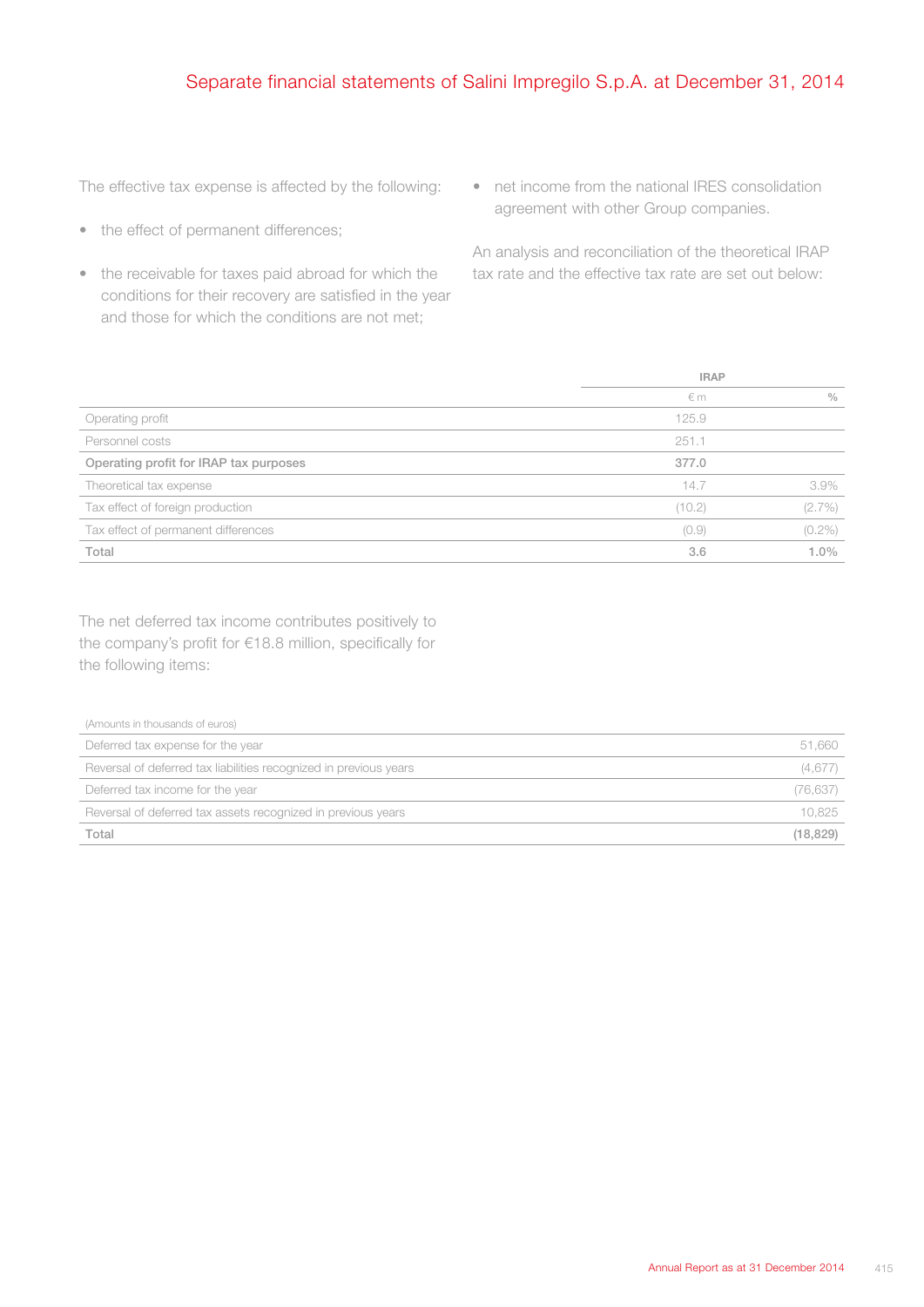The effective tax expense is affected by the following:

- the effect of permanent differences;
- the receivable for taxes paid abroad for which the conditions for their recovery are satisfied in the year and those for which the conditions are not met;
- net income from the national IRES consolidation agreement with other Group companies.

An analysis and reconciliation of the theoretical IRAP tax rate and the effective tax rate are set out below:

| | IRAP | |
|---|---|---|
| | € m | % |
| Operating profit | 125.9 | |
| Personnel costs | 251.1 | |
| **Operating profit for IRAP tax purposes** | **377.0** | |
| Theoretical tax expense | 14.7 | 3.9% |
| Tax effect of foreign production | (10.2) | (2.7%) |
| Tax effect of permanent differences | (0.9) | (0.2%) |
| **Total** | **3.6** | **1.0%** |

The net deferred tax income contributes positively to the company's profit for €18.8 million, specifically for the following items:

| (Amounts in thousands of euros) | |
|---|---|
| Deferred tax expense for the year | 51,660 |
| Reversal of deferred tax liabilities recognized in previous years | (4,677) |
| Deferred tax income for the year | (76,637) |
| Reversal of deferred tax assets recognized in previous years | 10,825 |
| **Total** | **(18,829)** |